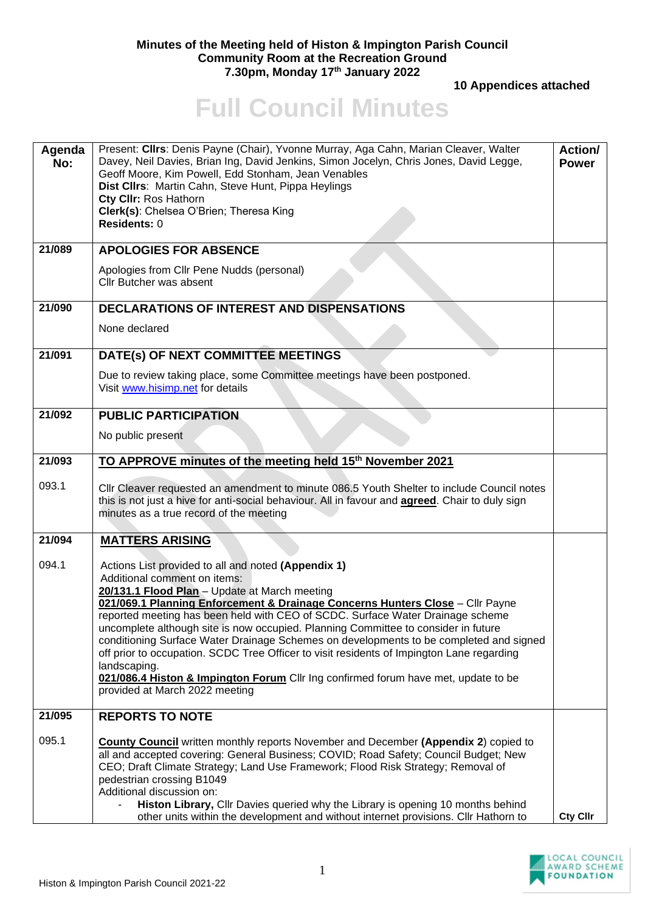**Minutes of the Meeting held of Histon & Impington Parish Council**
**Community Room at the Recreation Ground**
**7.30pm, Monday 17th January 2022**

**10 Appendices attached**

# Full Council Minutes

| Agenda No: | Present: **Cllrs**: Denis Payne (Chair), Yvonne Murray, Aga Cahn, Marian Cleaver, Walter Davey, Neil Davies, Brian Ing, David Jenkins, Simon Jocelyn, Chris Jones, David Legge, Geoff Moore, Kim Powell, Edd Stonham, Jean Venables<br>**Dist Cllrs**: Martin Cahn, Steve Hunt, Pippa Heylings<br>**Cty Cllr:** Ros Hathorn<br>**Clerk(s)**: Chelsea O'Brien; Theresa King<br>**Residents:** 0 | Action/ Power |
|---|---|---|
| 21/089 | **APOLOGIES FOR ABSENCE**<br><br>Apologies from Cllr Pene Nudds (personal)<br>Cllr Butcher was absent | |
| 21/090 | **DECLARATIONS OF INTEREST AND DISPENSATIONS**<br><br>None declared | |
| 21/091 | **DATE(s) OF NEXT COMMITTEE MEETINGS**<br><br>Due to review taking place, some Committee meetings have been postponed.<br>Visit www.hisimp.net for details | |
| 21/092 | **PUBLIC PARTICIPATION**<br><br>No public present | |
| 21/093<br><br>093.1 | **TO APPROVE minutes of the meeting held 15th November 2021**<br><br>Cllr Cleaver requested an amendment to minute 086.5 Youth Shelter to include Council notes this is not just a hive for anti-social behaviour. All in favour and **agreed**. Chair to duly sign minutes as a true record of the meeting | |
| 21/094<br><br>094.1 | **MATTERS ARISING**<br><br>Actions List provided to all and noted **(Appendix 1)**<br>Additional comment on items:<br>**20/131.1 Flood Plan** – Update at March meeting<br>**021/069.1 Planning Enforcement & Drainage Concerns Hunters Close** – Cllr Payne reported meeting has been held with CEO of SCDC. Surface Water Drainage scheme uncomplete although site is now occupied. Planning Committee to consider in future conditioning Surface Water Drainage Schemes on developments to be completed and signed off prior to occupation. SCDC Tree Officer to visit residents of Impington Lane regarding landscaping.<br>**021/086.4 Histon & Impington Forum** Cllr Ing confirmed forum have met, update to be provided at March 2022 meeting | |
| 21/095<br><br>095.1 | **REPORTS TO NOTE**<br><br>**County Council** written monthly reports November and December **(Appendix 2**) copied to all and accepted covering: General Business; COVID; Road Safety; Council Budget; New CEO; Draft Climate Strategy; Land Use Framework; Flood Risk Strategy; Removal of pedestrian crossing B1049<br>Additional discussion on:<br>- **Histon Library,** Cllr Davies queried why the Library is opening 10 months behind other units within the development and without internet provisions. Cllr Hathorn to | Cty Cllr |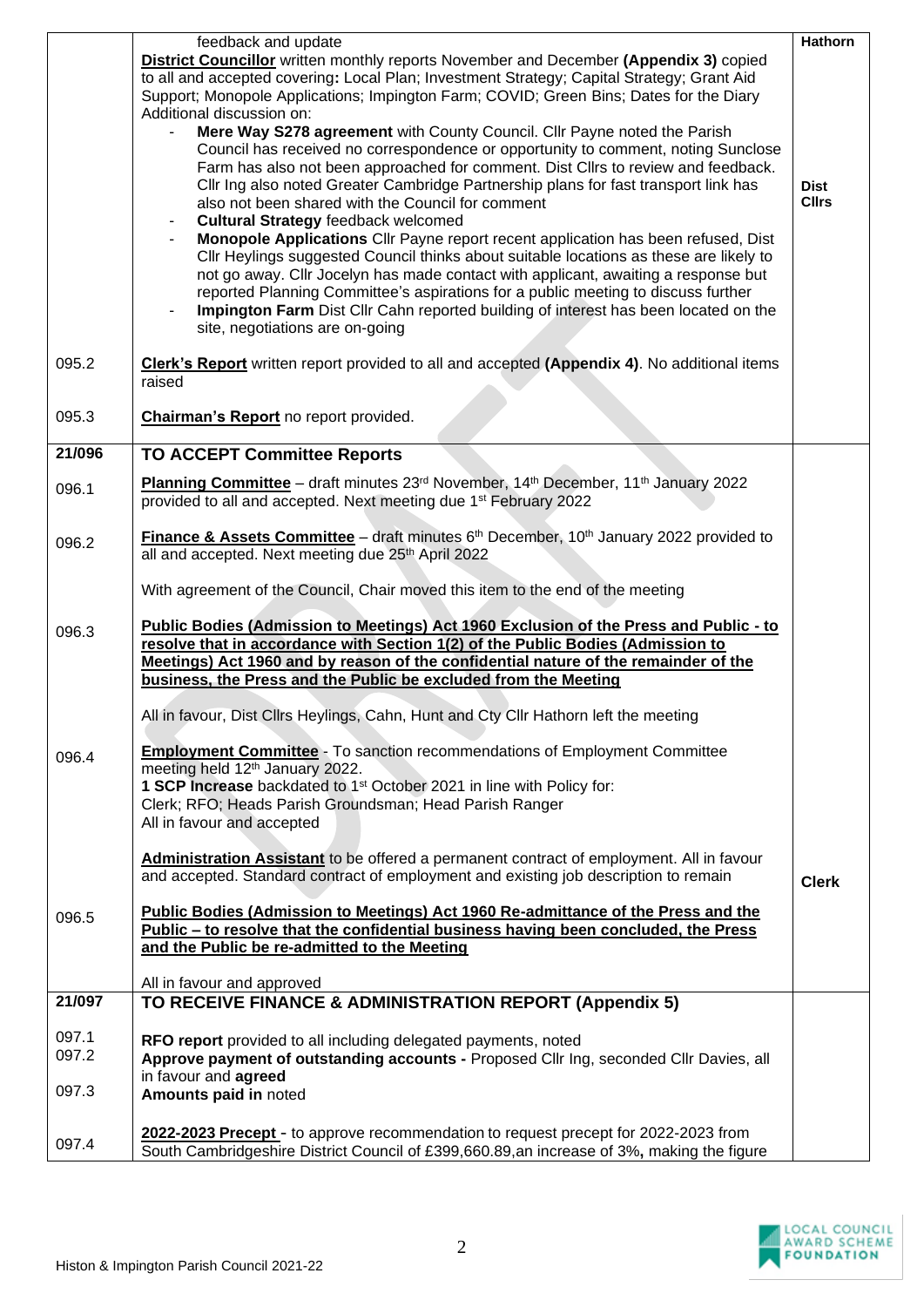| | | |
|---|---|---|
| | feedback and update<br>**District Councillor** written monthly reports November and December **(Appendix 3)** copied to all and accepted covering**:** Local Plan; Investment Strategy; Capital Strategy; Grant Aid Support; Monopole Applications; Impington Farm; COVID; Green Bins; Dates for the Diary<br>Additional discussion on:<br>- **Mere Way S278 agreement** with County Council. Cllr Payne noted the Parish Council has received no correspondence or opportunity to comment, noting Sunclose Farm has also not been approached for comment. Dist Cllrs to review and feedback. Cllr Ing also noted Greater Cambridge Partnership plans for fast transport link has also not been shared with the Council for comment<br>- **Cultural Strategy** feedback welcomed<br>- **Monopole Applications** Cllr Payne report recent application has been refused, Dist Cllr Heylings suggested Council thinks about suitable locations as these are likely to not go away. Cllr Jocelyn has made contact with applicant, awaiting a response but reported Planning Committee's aspirations for a public meeting to discuss further<br>- **Impington Farm** Dist Cllr Cahn reported building of interest has been located on the site, negotiations are on-going | **Hathorn**<br><br>**Dist Cllrs** |
| 095.2 | **Clerk's Report** written report provided to all and accepted **(Appendix 4)**. No additional items raised | |
| 095.3 | **Chairman's Report** no report provided. | |
| **21/096** | **TO ACCEPT Committee Reports** | |
| 096.1 | **Planning Committee** – draft minutes 23rd November, 14th December, 11th January 2022 provided to all and accepted. Next meeting due 1st February 2022 | |
| 096.2 | **Finance & Assets Committee** – draft minutes 6th December, 10th January 2022 provided to all and accepted. Next meeting due 25th April 2022<br><br>With agreement of the Council, Chair moved this item to the end of the meeting | |
| 096.3 | **Public Bodies (Admission to Meetings) Act 1960 Exclusion of the Press and Public - to resolve that in accordance with Section 1(2) of the Public Bodies (Admission to Meetings) Act 1960 and by reason of the confidential nature of the remainder of the business, the Press and the Public be excluded from the Meeting**<br><br>All in favour, Dist Cllrs Heylings, Cahn, Hunt and Cty Cllr Hathorn left the meeting | |
| 096.4 | **Employment Committee** - To sanction recommendations of Employment Committee meeting held 12th January 2022.<br>**1 SCP Increase** backdated to 1st October 2021 in line with Policy for:<br>Clerk; RFO; Heads Parish Groundsman; Head Parish Ranger<br>All in favour and accepted<br><br>**Administration Assistant** to be offered a permanent contract of employment. All in favour and accepted. Standard contract of employment and existing job description to remain | **Clerk** |
| 096.5 | **Public Bodies (Admission to Meetings) Act 1960 Re-admittance of the Press and the Public – to resolve that the confidential business having been concluded, the Press and the Public be re-admitted to the Meeting**<br><br>All in favour and approved | |
| **21/097** | **TO RECEIVE FINANCE & ADMINISTRATION REPORT (Appendix 5)** | |
| 097.1 | **RFO report** provided to all including delegated payments, noted | |
| 097.2 | **Approve payment of outstanding accounts -** Proposed Cllr Ing, seconded Cllr Davies, all in favour and **agreed** | |
| 097.3 | **Amounts paid in** noted | |
| 097.4 | **2022-2023 Precept** - to approve recommendation to request precept for 2022-2023 from South Cambridgeshire District Council of £399,660.89,an increase of 3%**,** making the figure | |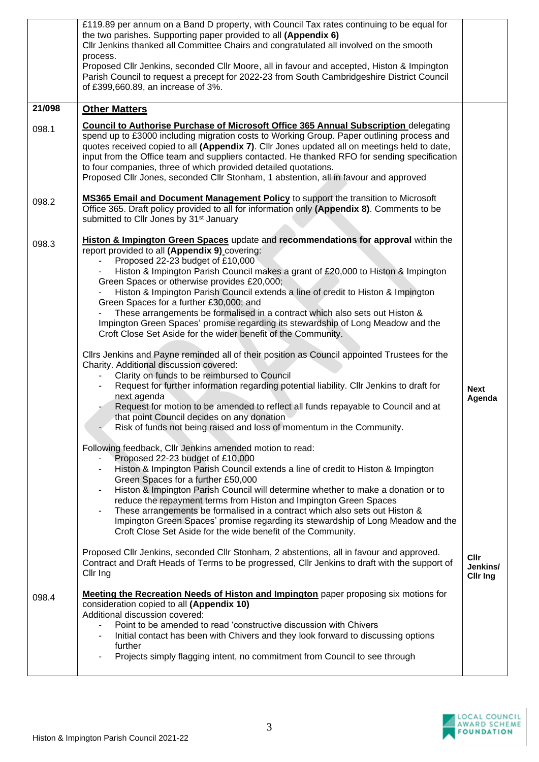| | | |
|---|---|---|
| | £119.89 per annum on a Band D property, with Council Tax rates continuing to be equal for the two parishes. Supporting paper provided to all **(Appendix 6)**<br>Cllr Jenkins thanked all Committee Chairs and congratulated all involved on the smooth process.<br>Proposed Cllr Jenkins, seconded Cllr Moore, all in favour and accepted, Histon & Impington Parish Council to request a precept for 2022-23 from South Cambridgeshire District Council of £399,660.89, an increase of 3%. | |
| **21/098** | **Other Matters** | |
| 098.1 | **Council to Authorise Purchase of Microsoft Office 365 Annual Subscription** delegating spend up to £3000 including migration costs to Working Group. Paper outlining process and quotes received copied to all **(Appendix 7)**. Cllr Jones updated all on meetings held to date, input from the Office team and suppliers contacted. He thanked RFO for sending specification to four companies, three of which provided detailed quotations.<br>Proposed Cllr Jones, seconded Cllr Stonham, 1 abstention, all in favour and approved | |
| 098.2 | **MS365 Email and Document Management Policy** to support the transition to Microsoft Office 365. Draft policy provided to all for information only **(Appendix 8)**. Comments to be submitted to Cllr Jones by 31st January | |
| 098.3 | **Histon & Impington Green Spaces** update and **recommendations for approval** within the report provided to all **(Appendix 9)** covering:<br>- Proposed 22-23 budget of £10,000<br>- Histon & Impington Parish Council makes a grant of £20,000 to Histon & Impington Green Spaces or otherwise provides £20,000;<br>- Histon & Impington Parish Council extends a line of credit to Histon & Impington Green Spaces for a further £30,000; and<br>- These arrangements be formalised in a contract which also sets out Histon & Impington Green Spaces' promise regarding its stewardship of Long Meadow and the Croft Close Set Aside for the wider benefit of the Community.<br><br>Cllrs Jenkins and Payne reminded all of their position as Council appointed Trustees for the Charity. Additional discussion covered:<br>- Clarity on funds to be reimbursed to Council<br>- Request for further information regarding potential liability. Cllr Jenkins to draft for next agenda<br>- Request for motion to be amended to reflect all funds repayable to Council and at that point Council decides on any donation<br>- Risk of funds not being raised and loss of momentum in the Community.<br><br>Following feedback, Cllr Jenkins amended motion to read:<br>- Proposed 22-23 budget of £10,000<br>- Histon & Impington Parish Council extends a line of credit to Histon & Impington Green Spaces for a further £50,000<br>- Histon & Impington Parish Council will determine whether to make a donation or to reduce the repayment terms from Histon and Impington Green Spaces<br>- These arrangements be formalised in a contract which also sets out Histon & Impington Green Spaces' promise regarding its stewardship of Long Meadow and the Croft Close Set Aside for the wide benefit of the Community.<br><br>Proposed Cllr Jenkins, seconded Cllr Stonham, 2 abstentions, all in favour and approved. Contract and Draft Heads of Terms to be progressed, Cllr Jenkins to draft with the support of Cllr Ing | **Next Agenda**<br><br>**Cllr Jenkins/ Cllr Ing** |
| 098.4 | **Meeting the Recreation Needs of Histon and Impington** paper proposing six motions for consideration copied to all **(Appendix 10)**<br>Additional discussion covered:<br>- Point to be amended to read 'constructive discussion with Chivers<br>- Initial contact has been with Chivers and they look forward to discussing options further<br>- Projects simply flagging intent, no commitment from Council to see through | |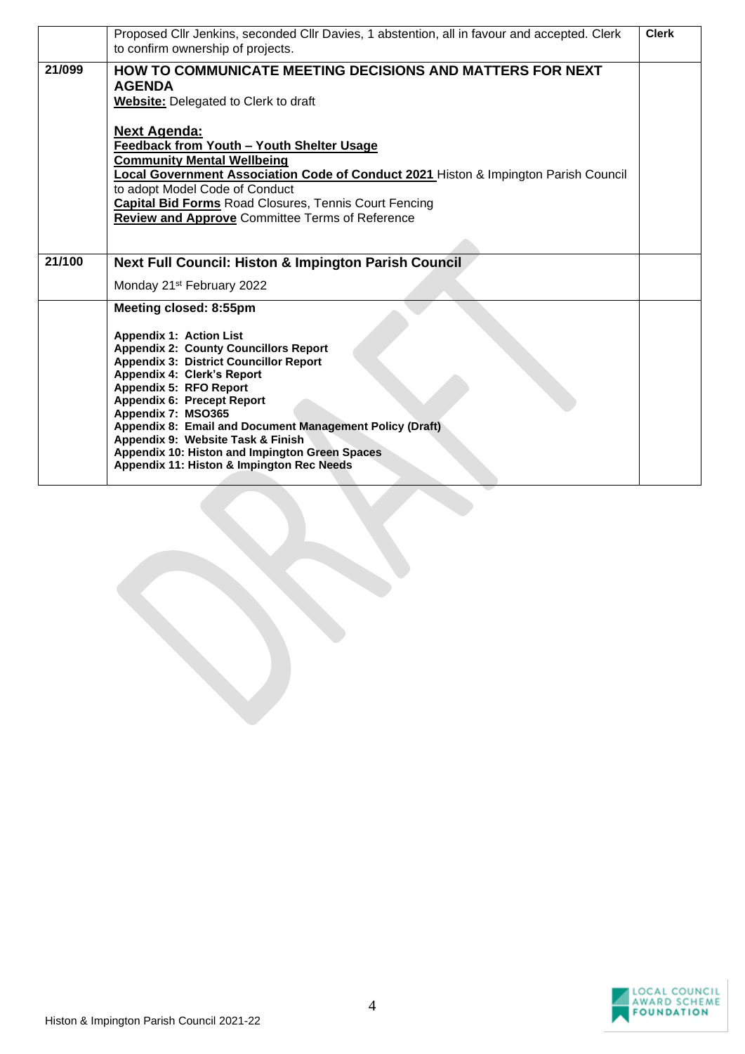| | | |
|---|---|---|
| | Proposed Cllr Jenkins, seconded Cllr Davies, 1 abstention, all in favour and accepted. Clerk to confirm ownership of projects. | **Clerk** |
| **21/099** | **HOW TO COMMUNICATE MEETING DECISIONS AND MATTERS FOR NEXT AGENDA**<br>**Website:** Delegated to Clerk to draft<br><br>**Next Agenda:**<br>**Feedback from Youth – Youth Shelter Usage**<br>**Community Mental Wellbeing**<br>**Local Government Association Code of Conduct 2021** Histon & Impington Parish Council to adopt Model Code of Conduct<br>**Capital Bid Forms** Road Closures, Tennis Court Fencing<br>**Review and Approve** Committee Terms of Reference | |
| **21/100** | **Next Full Council: Histon & Impington Parish Council**<br>Monday 21st February 2022 | |
| | **Meeting closed: 8:55pm**<br><br>**Appendix 1: Action List**<br>**Appendix 2: County Councillors Report**<br>**Appendix 3: District Councillor Report**<br>**Appendix 4: Clerk's Report**<br>**Appendix 5: RFO Report**<br>**Appendix 6: Precept Report**<br>**Appendix 7: MSO365**<br>**Appendix 8: Email and Document Management Policy (Draft)**<br>**Appendix 9: Website Task & Finish**<br>**Appendix 10: Histon and Impington Green Spaces**<br>**Appendix 11: Histon & Impington Rec Needs** | |